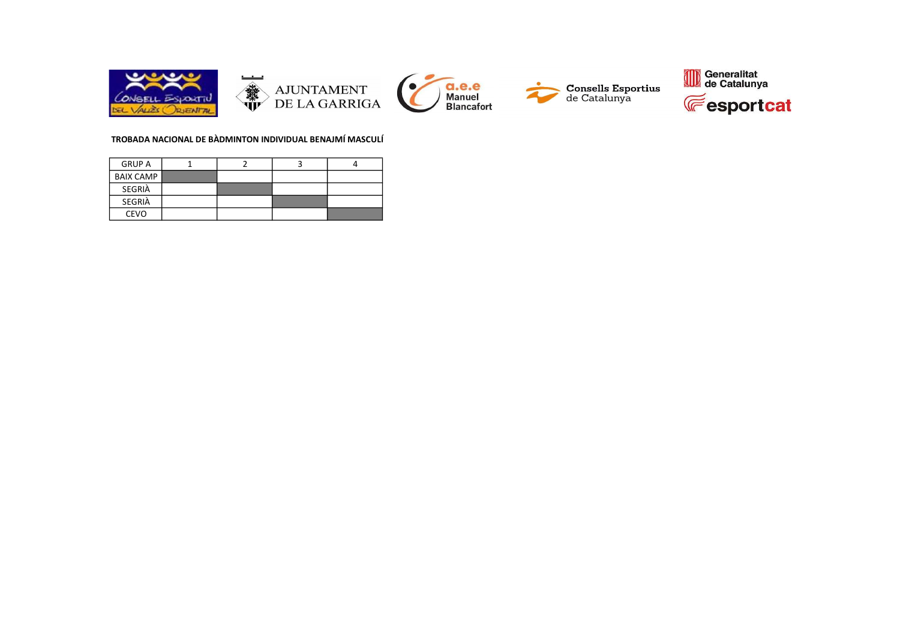**TROBADA NACIONAL DE BÀDMINTON INDIVIDUAL BENAJMÍ MASCULÍ**

| GRUP A | 1 | 2 | 3 | 4 |
|---|---|---|---|---|
| BAIX CAMP | | | | |
| SEGRIÀ | | | | |
| SEGRIÀ | | | | |
| CEVO | | | | |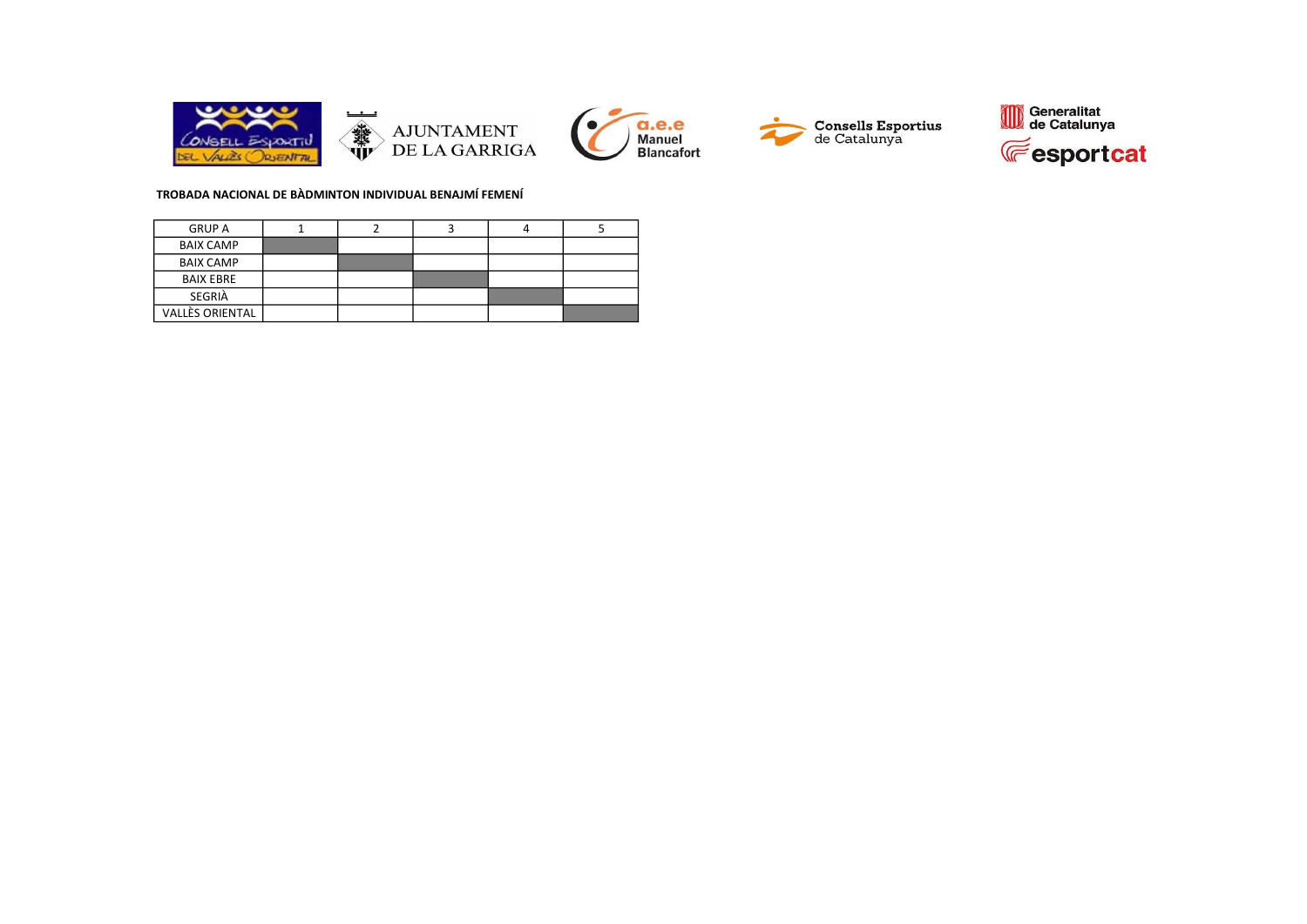**TROBADA NACIONAL DE BÀDMINTON INDIVIDUAL BENAJMÍ FEMENÍ**

| GRUP A | 1 | 2 | 3 | 4 | 5 |
|---|---|---|---|---|---|
| BAIX CAMP | | | | | |
| BAIX CAMP | | | | | |
| BAIX EBRE | | | | | |
| SEGRIÀ | | | | | |
| VALLÈS ORIENTAL | | | | | |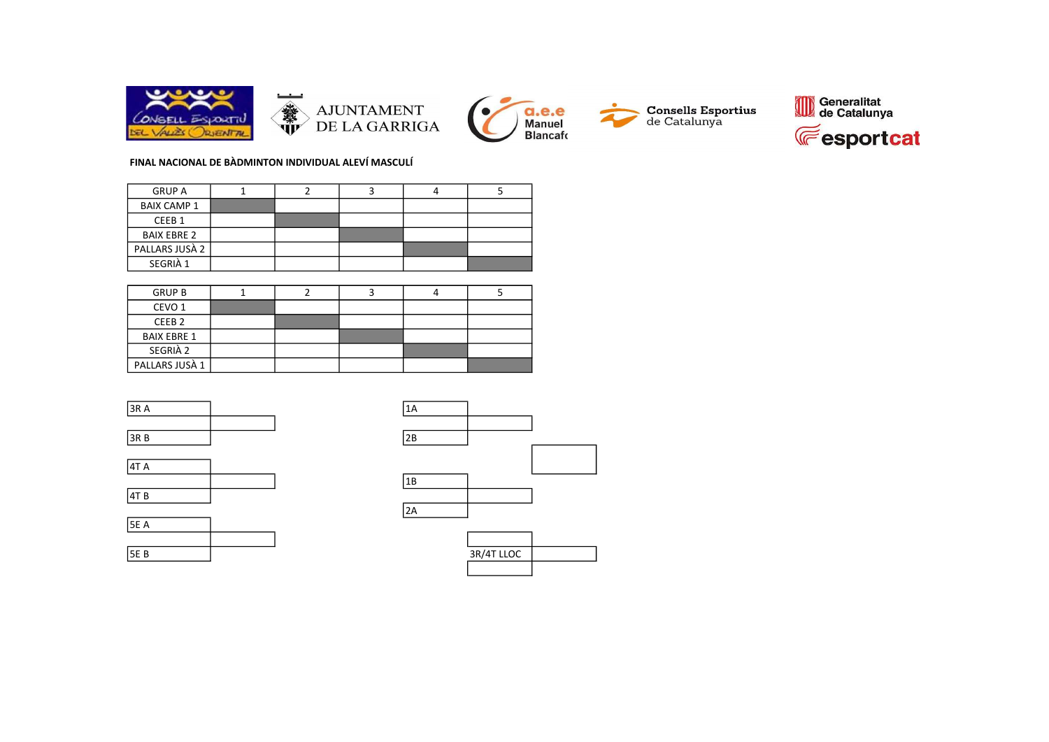AJUNTAMENT DE LA GARRIGA

a.e.e Manuel Blancafort

Consells Esportius de Catalunya

Generalitat de Catalunya

esportcat

**FINAL NACIONAL DE BÀDMINTON INDIVIDUAL ALEVÍ MASCULÍ**

| GRUP A | 1 | 2 | 3 | 4 | 5 |
|---|---|---|---|---|---|
| BAIX CAMP 1 | | | | | |
| CEEB 1 | | | | | |
| BAIX EBRE 2 | | | | | |
| PALLARS JUSÀ 2 | | | | | |
| SEGRIÀ 1 | | | | | |

| GRUP B | 1 | 2 | 3 | 4 | 5 |
|---|---|---|---|---|---|
| CEVO 1 | | | | | |
| CEEB 2 | | | | | |
| BAIX EBRE 1 | | | | | |
| SEGRIÀ 2 | | | | | |
| PALLARS JUSÀ 1 | | | | | |

3R A

3R B

4T A

4T B

5E A

5E B

1A

2B

1B

2A

3R/4T LLOC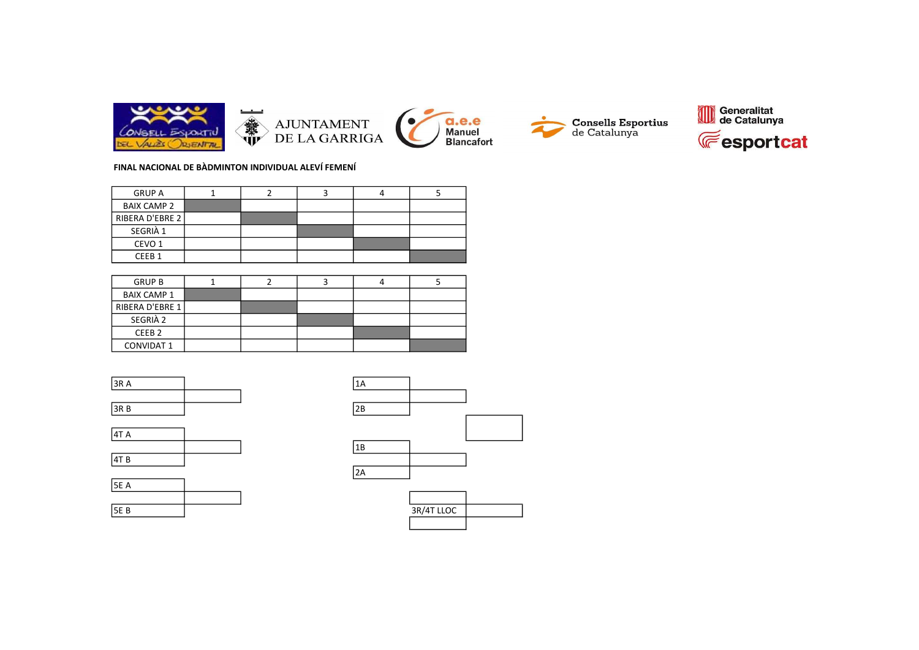AJUNTAMENT DE LA GARRIGA

a.e.e Manuel Blancafort

Consells Esportius de Catalunya

Generalitat de Catalunya

esportcat

**FINAL NACIONAL DE BÀDMINTON INDIVIDUAL ALEVÍ FEMENÍ**

| GRUP A | 1 | 2 | 3 | 4 | 5 |
|---|---|---|---|---|---|
| BAIX CAMP 2 | | | | | |
| RIBERA D'EBRE 2 | | | | | |
| SEGRIÀ 1 | | | | | |
| CEVO 1 | | | | | |
| CEEB 1 | | | | | |

| GRUP B | 1 | 2 | 3 | 4 | 5 |
|---|---|---|---|---|---|
| BAIX CAMP 1 | | | | | |
| RIBERA D'EBRE 1 | | | | | |
| SEGRIÀ 2 | | | | | |
| CEEB 2 | | | | | |
| CONVIDAT 1 | | | | | |

3R A

3R B

4T A

4T B

5E A

5E B

1A

2B

1B

2A

3R/4T LLOC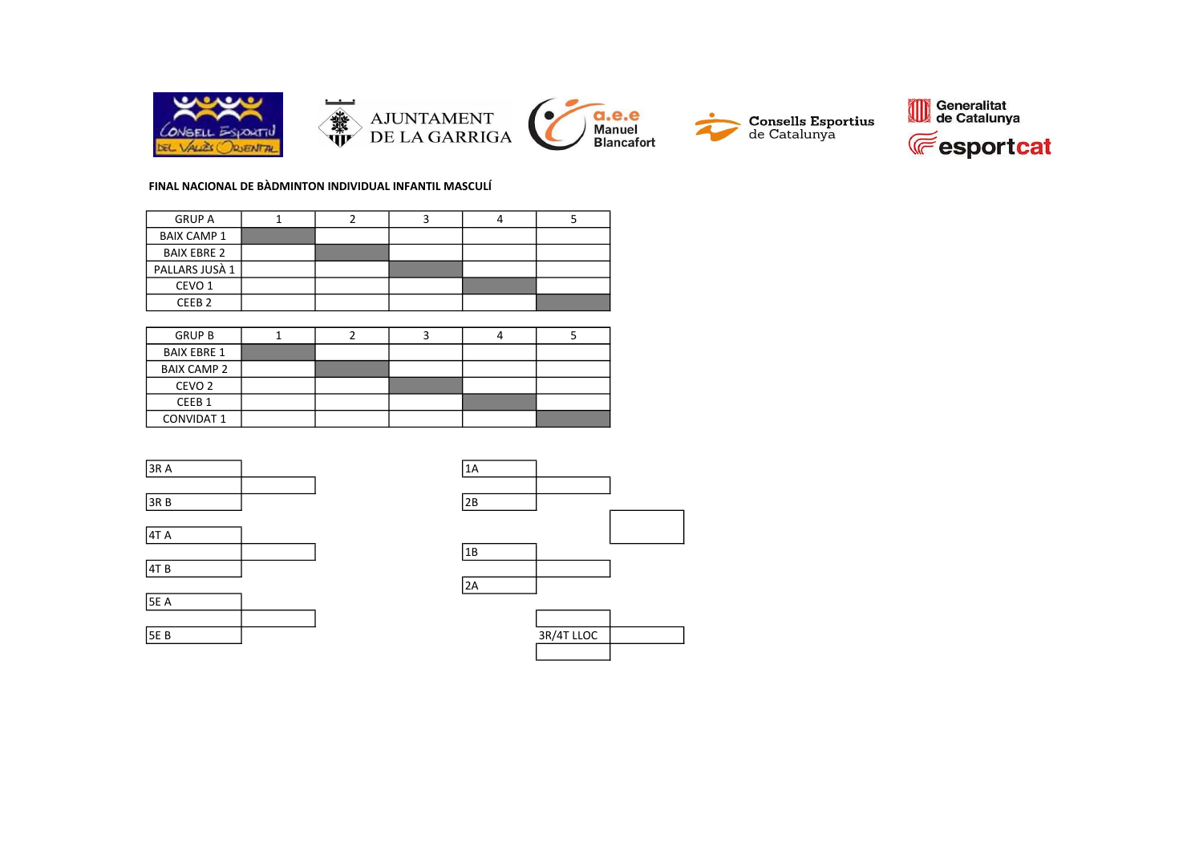**FINAL NACIONAL DE BÀDMINTON INDIVIDUAL INFANTIL MASCULÍ**

| GRUP A | 1 | 2 | 3 | 4 | 5 |
|---|---|---|---|---|---|
| BAIX CAMP 1 | | | | | |
| BAIX EBRE 2 | | | | | |
| PALLARS JUSÀ 1 | | | | | |
| CEVO 1 | | | | | |
| CEEB 2 | | | | | |

| GRUP B | 1 | 2 | 3 | 4 | 5 |
|---|---|---|---|---|---|
| BAIX EBRE 1 | | | | | |
| BAIX CAMP 2 | | | | | |
| CEVO 2 | | | | | |
| CEEB 1 | | | | | |
| CONVIDAT 1 | | | | | |

3R A

3R B

4T A

4T B

5E A

5E B

1A

2B

1B

2A

3R/4T LLOC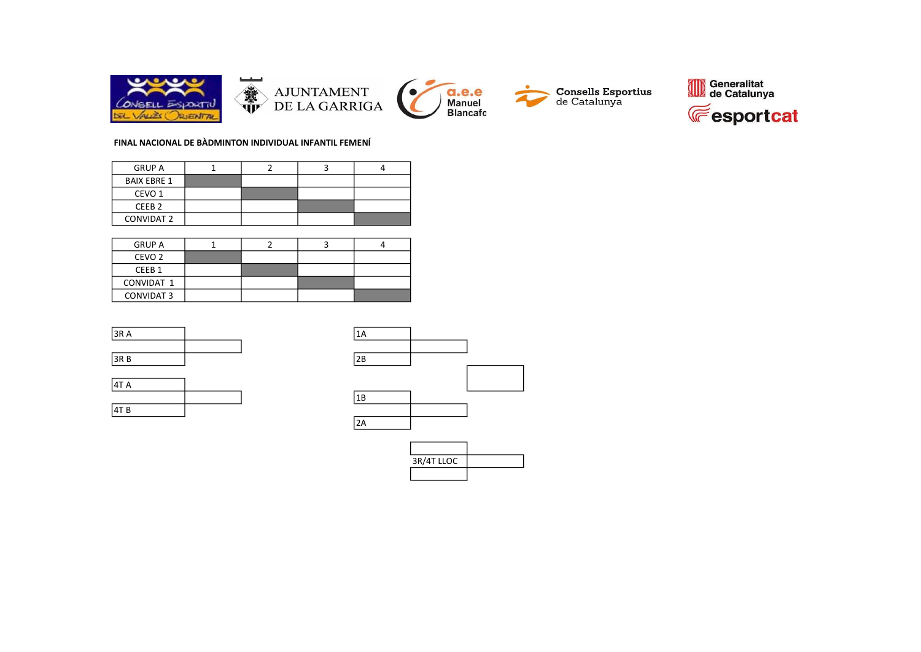AJUNTAMENT DE LA GARRIGA

a.e.e Manuel Blancafort

Consells Esportius de Catalunya

Generalitat de Catalunya

esportcat

**FINAL NACIONAL DE BÀDMINTON INDIVIDUAL INFANTIL FEMENÍ**

| GRUP A | 1 | 2 | 3 | 4 |
|---|---|---|---|---|
| BAIX EBRE 1 | | | | |
| CEVO 1 | | | | |
| CEEB 2 | | | | |
| CONVIDAT 2 | | | | |

| GRUP A | 1 | 2 | 3 | 4 |
|---|---|---|---|---|
| CEVO 2 | | | | |
| CEEB 1 | | | | |
| CONVIDAT 1 | | | | |
| CONVIDAT 3 | | | | |

3R A

3R B

4T A

4T B

1A

2B

1B

2A

3R/4T LLOC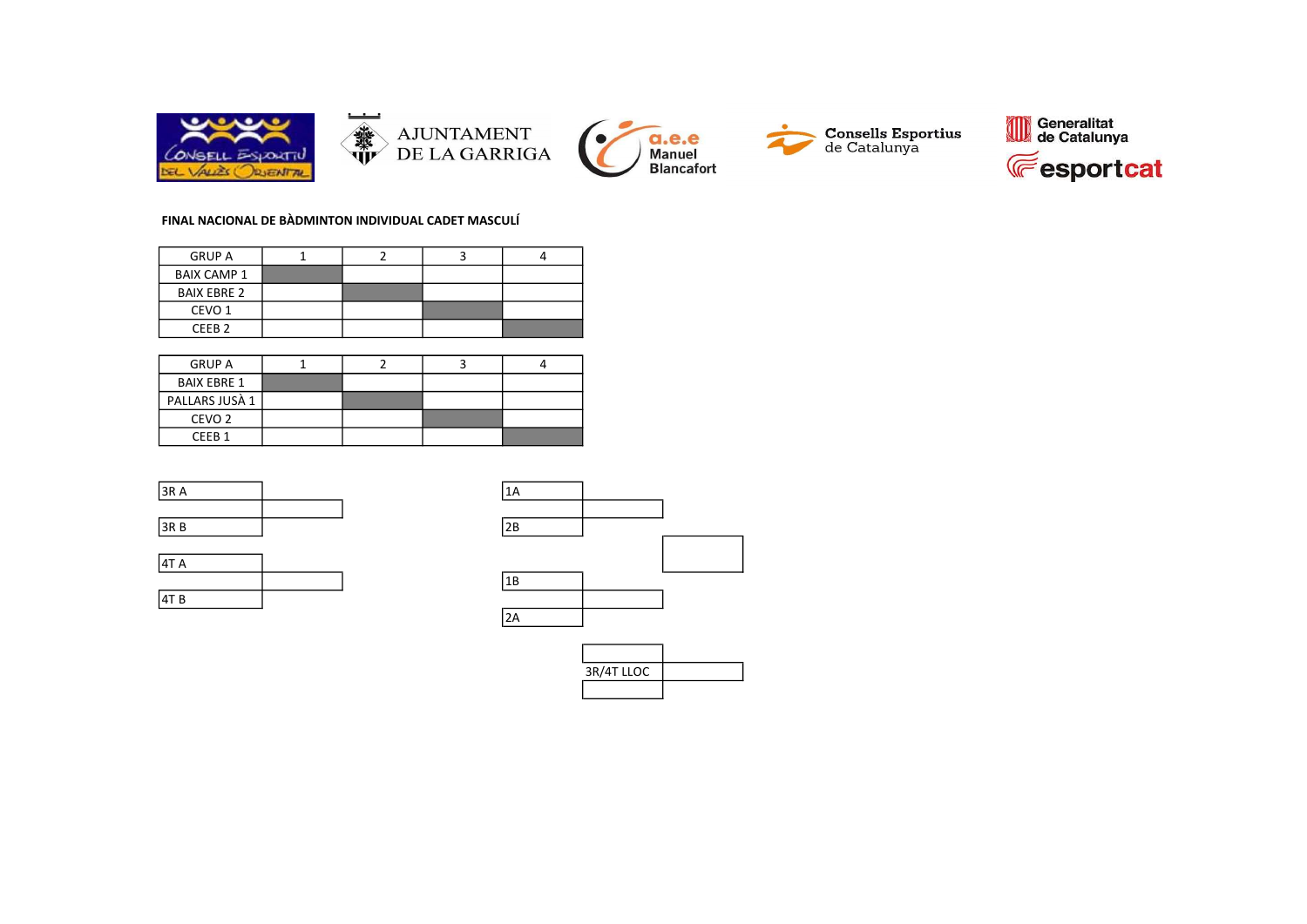AJUNTAMENT DE LA GARRIGA

a.e.e Manuel Blancafort

Consells Esportius de Catalunya

Generalitat de Catalunya

esportcat

**FINAL NACIONAL DE BÀDMINTON INDIVIDUAL CADET MASCULÍ**

| GRUP A | 1 | 2 | 3 | 4 |
|---|---|---|---|---|
| BAIX CAMP 1 | | | | |
| BAIX EBRE 2 | | | | |
| CEVO 1 | | | | |
| CEEB 2 | | | | |

| GRUP A | 1 | 2 | 3 | 4 |
|---|---|---|---|---|
| BAIX EBRE 1 | | | | |
| PALLARS JUSÀ 1 | | | | |
| CEVO 2 | | | | |
| CEEB 1 | | | | |

3R A

3R B

4T A

4T B

1A

2B

1B

2A

3R/4T LLOC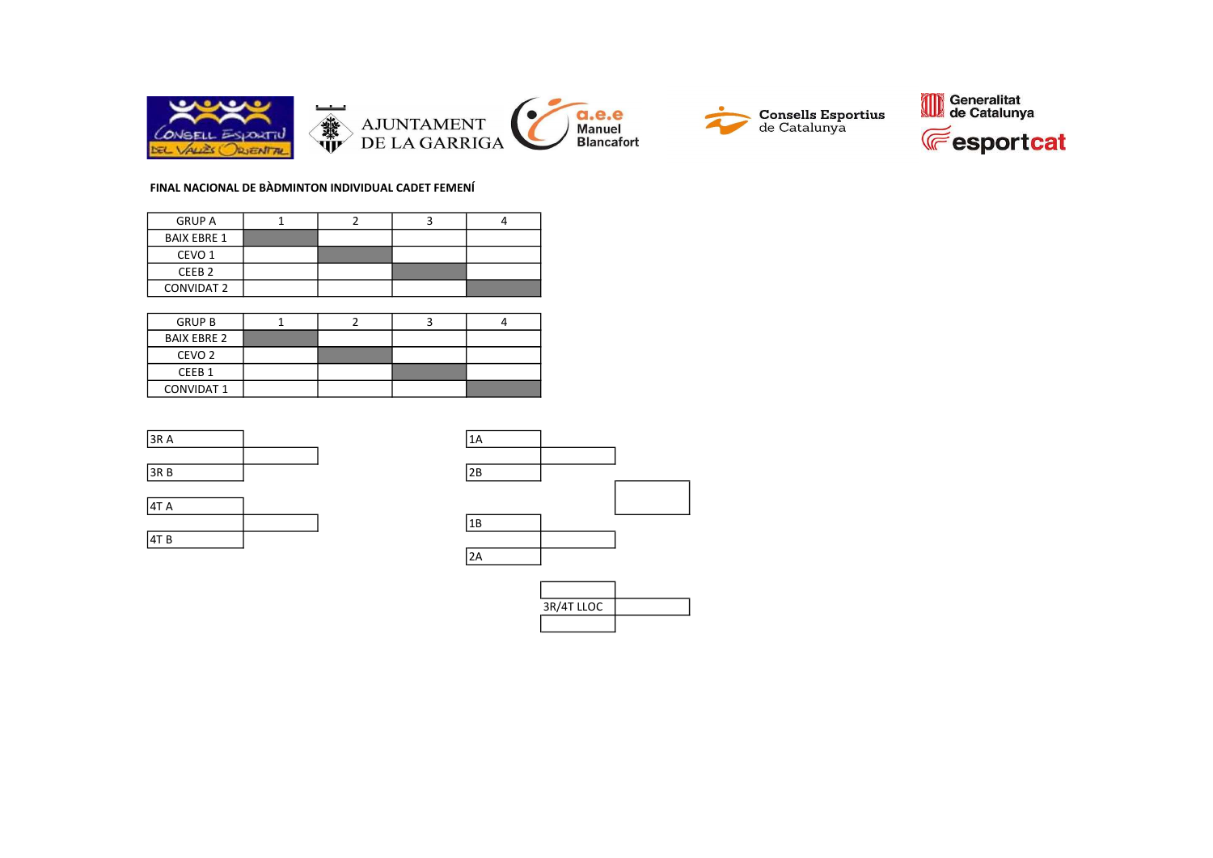**FINAL NACIONAL DE BÀDMINTON INDIVIDUAL CADET FEMENÍ**

| GRUP A | 1 | 2 | 3 | 4 |
|---|---|---|---|---|
| BAIX EBRE 1 | | | | |
| CEVO 1 | | | | |
| CEEB 2 | | | | |
| CONVIDAT 2 | | | | |

| GRUP B | 1 | 2 | 3 | 4 |
|---|---|---|---|---|
| BAIX EBRE 2 | | | | |
| CEVO 2 | | | | |
| CEEB 1 | | | | |
| CONVIDAT 1 | | | | |

3R A

3R B

4T A

4T B

1A

2B

1B

2A

3R/4T LLOC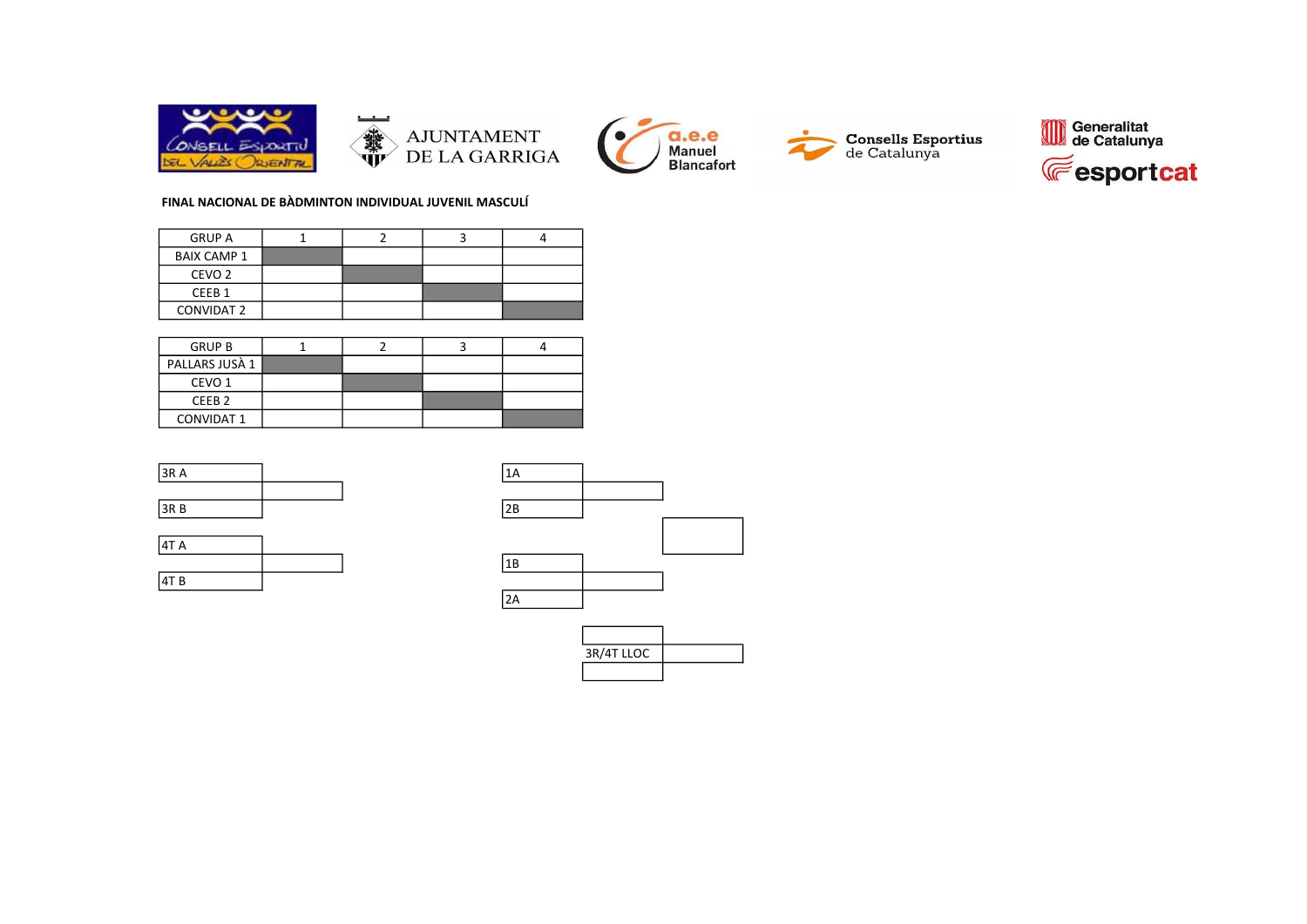**FINAL NACIONAL DE BÀDMINTON INDIVIDUAL JUVENIL MASCULÍ**

| GRUP A | 1 | 2 | 3 | 4 |
|---|---|---|---|---|
| BAIX CAMP 1 | | | | |
| CEVO 2 | | | | |
| CEEB 1 | | | | |
| CONVIDAT 2 | | | | |

| GRUP B | 1 | 2 | 3 | 4 |
|---|---|---|---|---|
| PALLARS JUSÀ 1 | | | | |
| CEVO 1 | | | | |
| CEEB 2 | | | | |
| CONVIDAT 1 | | | | |

3R A
3R B

4T A
4T B

1A
2B

1B
2A

3R/4T LLOC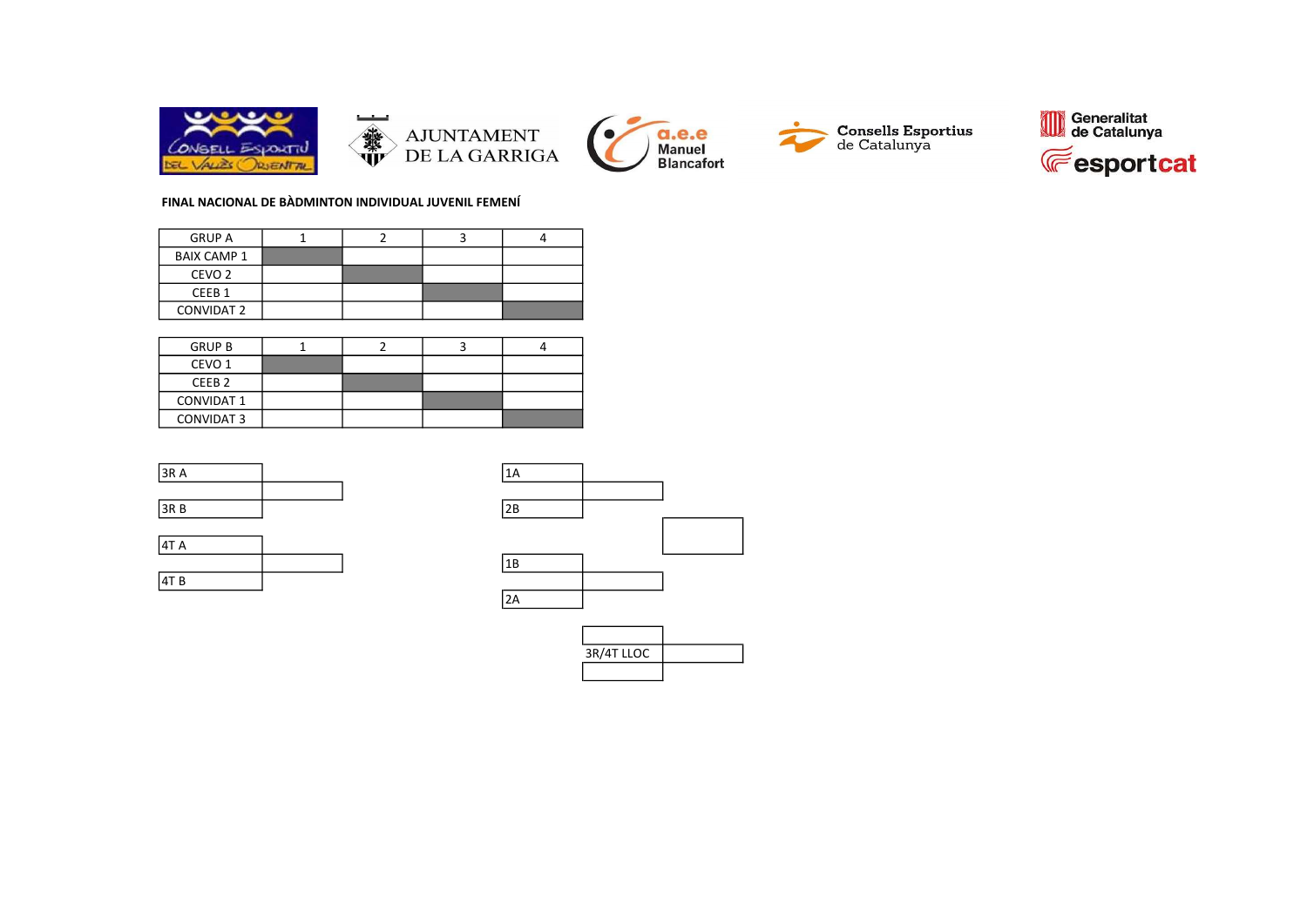Consell Esportiu del Vallès Oriental | Ajuntament de la Garriga | a.e.e Manuel Blancafort | Consells Esportius de Catalunya | Generalitat de Catalunya esportcat

**FINAL NACIONAL DE BÀDMINTON INDIVIDUAL JUVENIL FEMENÍ**

| GRUP A | 1 | 2 | 3 | 4 |
|---|---|---|---|---|
| BAIX CAMP 1 | | | | |
| CEVO 2 | | | | |
| CEEB 1 | | | | |
| CONVIDAT 2 | | | | |

| GRUP B | 1 | 2 | 3 | 4 |
|---|---|---|---|---|
| CEVO 1 | | | | |
| CEEB 2 | | | | |
| CONVIDAT 1 | | | | |
| CONVIDAT 3 | | | | |

3R A

3R B

4T A

4T B

1A

2B

1B

2A

3R/4T LLOC